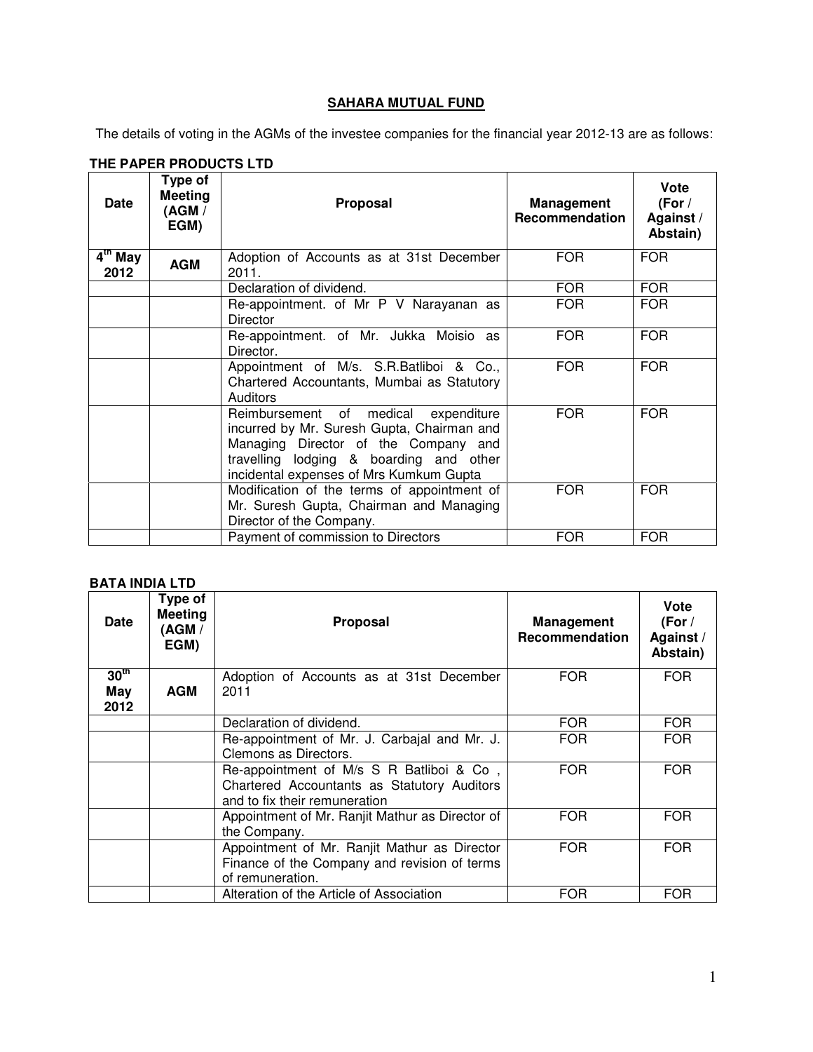# SAHARA MUTUAL FUND

The details of voting in the AGMs of the investee companies for the financial year 2012-13 are as follows:

**THE PAPER PRODUCTS LTD**

| Date | Type of Meeting (AGM / EGM) | Proposal | Management Recommendation | Vote (For / Against / Abstain) |
|---|---|---|---|---|
| 4th May 2012 | AGM | Adoption of Accounts as at 31st December 2011. | FOR | FOR |
| | | Declaration of dividend. | FOR | FOR |
| | | Re-appointment. of Mr P V Narayanan as Director | FOR | FOR |
| | | Re-appointment. of Mr. Jukka Moisio as Director. | FOR | FOR |
| | | Appointment of M/s. S.R.Batliboi & Co., Chartered Accountants, Mumbai as Statutory Auditors | FOR | FOR |
| | | Reimbursement of medical expenditure incurred by Mr. Suresh Gupta, Chairman and Managing Director of the Company and travelling lodging & boarding and other incidental expenses of Mrs Kumkum Gupta | FOR | FOR |
| | | Modification of the terms of appointment of Mr. Suresh Gupta, Chairman and Managing Director of the Company. | FOR | FOR |
| | | Payment of commission to Directors | FOR | FOR |

**BATA INDIA LTD**

| Date | Type of Meeting (AGM / EGM) | Proposal | Management Recommendation | Vote (For / Against / Abstain) |
|---|---|---|---|---|
| 30th May 2012 | AGM | Adoption of Accounts as at 31st December 2011 | FOR | FOR |
| | | Declaration of dividend. | FOR | FOR |
| | | Re-appointment of Mr. J. Carbajal and Mr. J. Clemons as Directors. | FOR | FOR |
| | | Re-appointment of M/s S R Batliboi & Co , Chartered Accountants as Statutory Auditors and to fix their remuneration | FOR | FOR |
| | | Appointment of Mr. Ranjit Mathur as Director of the Company. | FOR | FOR |
| | | Appointment of Mr. Ranjit Mathur as Director Finance of the Company and revision of terms of remuneration. | FOR | FOR |
| | | Alteration of the Article of Association | FOR | FOR |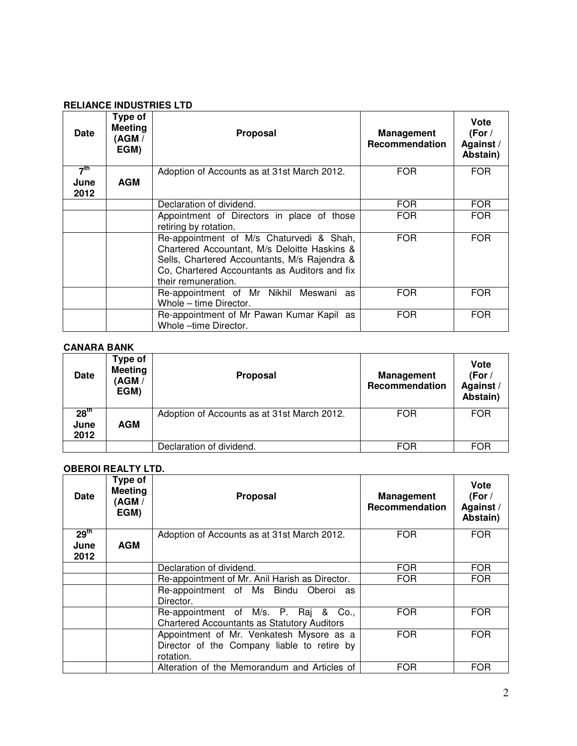**RELIANCE INDUSTRIES LTD**

| Date | Type of Meeting (AGM / EGM) | Proposal | Management Recommendation | Vote (For / Against / Abstain) |
|---|---|---|---|---|
| 7th June 2012 | AGM | Adoption of Accounts as at 31st March 2012. | FOR | FOR |
| | | Declaration of dividend. | FOR | FOR |
| | | Appointment of Directors in place of those retiring by rotation. | FOR | FOR |
| | | Re-appointment of M/s Chaturvedi & Shah, Chartered Accountant, M/s Deloitte Haskins & Sells, Chartered Accountants, M/s Rajendra & Co, Chartered Accountants as Auditors and fix their remuneration. | FOR | FOR |
| | | Re-appointment of Mr Nikhil Meswani as Whole – time Director. | FOR | FOR |
| | | Re-appointment of Mr Pawan Kumar Kapil as Whole –time Director. | FOR | FOR |

**CANARA BANK**

| Date | Type of Meeting (AGM / EGM) | Proposal | Management Recommendation | Vote (For / Against / Abstain) |
|---|---|---|---|---|
| 28th June 2012 | AGM | Adoption of Accounts as at 31st March 2012. | FOR | FOR |
| | | Declaration of dividend. | FOR | FOR |

**OBEROI REALTY LTD.**

| Date | Type of Meeting (AGM / EGM) | Proposal | Management Recommendation | Vote (For / Against / Abstain) |
|---|---|---|---|---|
| 29th June 2012 | AGM | Adoption of Accounts as at 31st March 2012. | FOR | FOR |
| | | Declaration of dividend. | FOR | FOR |
| | | Re-appointment of Mr. Anil Harish as Director. | FOR | FOR |
| | | Re-appointment of Ms Bindu Oberoi as Director. | | |
| | | Re-appointment of M/s. P. Raj & Co., Chartered Accountants as Statutory Auditors | FOR | FOR |
| | | Appointment of Mr. Venkatesh Mysore as a Director of the Company liable to retire by rotation. | FOR | FOR |
| | | Alteration of the Memorandum and Articles of | FOR | FOR |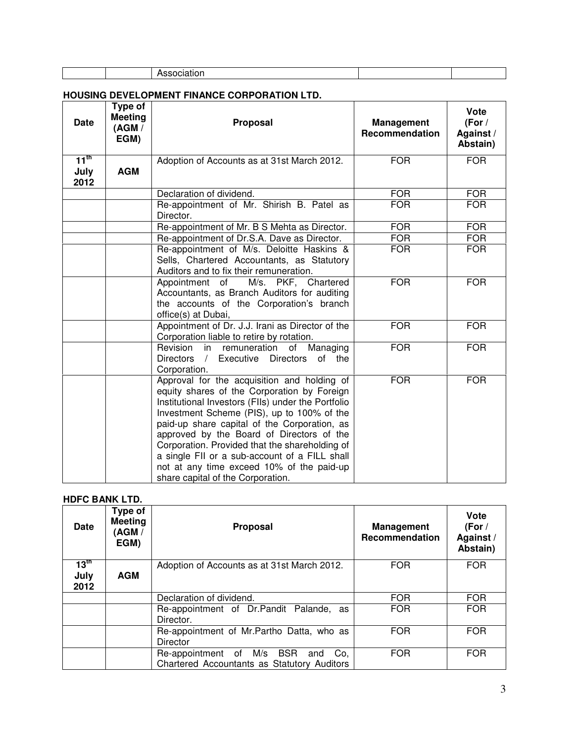| | | Association | | |
|---|---|---|---|---|

**HOUSING DEVELOPMENT FINANCE CORPORATION LTD.**

| Date | Type of Meeting (AGM / EGM) | Proposal | Management Recommendation | Vote (For / Against / Abstain) |
|---|---|---|---|---|
| 11th July 2012 | AGM | Adoption of Accounts as at 31st March 2012. | FOR | FOR |
| | | Declaration of dividend. | FOR | FOR |
| | | Re-appointment of Mr. Shirish B. Patel as Director. | FOR | FOR |
| | | Re-appointment of Mr. B S Mehta as Director. | FOR | FOR |
| | | Re-appointment of Dr.S.A. Dave as Director. | FOR | FOR |
| | | Re-appointment of M/s. Deloitte Haskins & Sells, Chartered Accountants, as Statutory Auditors and to fix their remuneration. | FOR | FOR |
| | | Appointment of M/s. PKF, Chartered Accountants, as Branch Auditors for auditing the accounts of the Corporation's branch office(s) at Dubai, | FOR | FOR |
| | | Appointment of Dr. J.J. Irani as Director of the Corporation liable to retire by rotation. | FOR | FOR |
| | | Revision in remuneration of Managing Directors / Executive Directors of the Corporation. | FOR | FOR |
| | | Approval for the acquisition and holding of equity shares of the Corporation by Foreign Institutional Investors (FIIs) under the Portfolio Investment Scheme (PIS), up to 100% of the paid-up share capital of the Corporation, as approved by the Board of Directors of the Corporation. Provided that the shareholding of a single FII or a sub-account of a FILL shall not at any time exceed 10% of the paid-up share capital of the Corporation. | FOR | FOR |

**HDFC BANK LTD.**

| Date | Type of Meeting (AGM / EGM) | Proposal | Management Recommendation | Vote (For / Against / Abstain) |
|---|---|---|---|---|
| 13th July 2012 | AGM | Adoption of Accounts as at 31st March 2012. | FOR | FOR |
| | | Declaration of dividend. | FOR | FOR |
| | | Re-appointment of Dr.Pandit Palande, as Director. | FOR | FOR |
| | | Re-appointment of Mr.Partho Datta, who as Director | FOR | FOR |
| | | Re-appointment of M/s BSR and Co, Chartered Accountants as Statutory Auditors | FOR | FOR |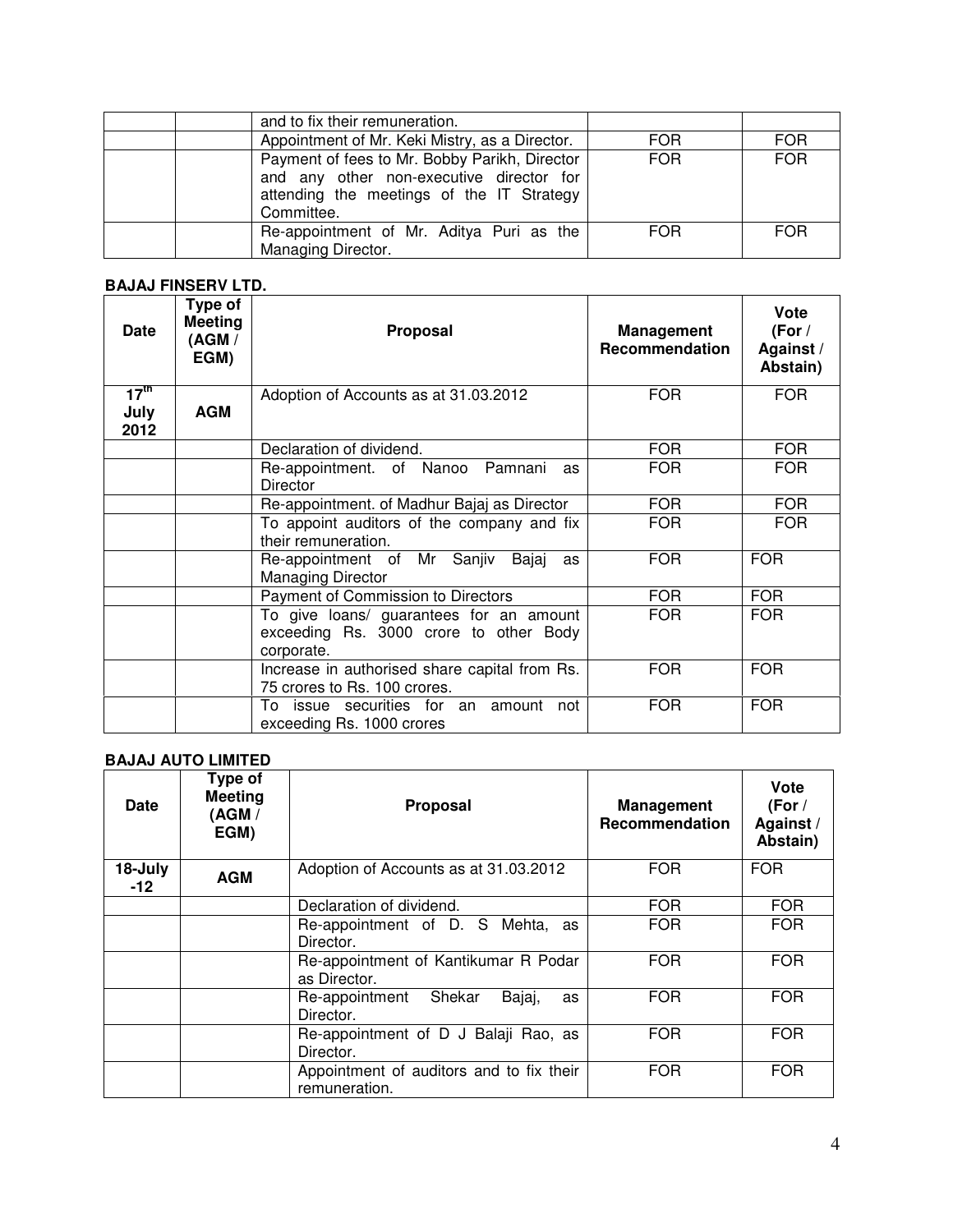| | | | | |
|---|---|---|---|---|
| | | and to fix their remuneration. | | |
| | | Appointment of Mr. Keki Mistry, as a Director. | FOR | FOR |
| | | Payment of fees to Mr. Bobby Parikh, Director and any other non-executive director for attending the meetings of the IT Strategy Committee. | FOR | FOR |
| | | Re-appointment of Mr. Aditya Puri as the Managing Director. | FOR | FOR |

**BAJAJ FINSERV LTD.**

| Date | Type of Meeting (AGM / EGM) | Proposal | Management Recommendation | Vote (For / Against / Abstain) |
|---|---|---|---|---|
| 17th July 2012 | AGM | Adoption of Accounts as at 31.03.2012 | FOR | FOR |
| | | Declaration of dividend. | FOR | FOR |
| | | Re-appointment. of Nanoo Pamnani as Director | FOR | FOR |
| | | Re-appointment. of Madhur Bajaj as Director | FOR | FOR |
| | | To appoint auditors of the company and fix their remuneration. | FOR | FOR |
| | | Re-appointment of Mr Sanjiv Bajaj as Managing Director | FOR | FOR |
| | | Payment of Commission to Directors | FOR | FOR |
| | | To give loans/ guarantees for an amount exceeding Rs. 3000 crore to other Body corporate. | FOR | FOR |
| | | Increase in authorised share capital from Rs. 75 crores to Rs. 100 crores. | FOR | FOR |
| | | To issue securities for an amount not exceeding Rs. 1000 crores | FOR | FOR |

**BAJAJ AUTO LIMITED**

| Date | Type of Meeting (AGM / EGM) | Proposal | Management Recommendation | Vote (For / Against / Abstain) |
|---|---|---|---|---|
| 18-July -12 | AGM | Adoption of Accounts as at 31.03.2012 | FOR | FOR |
| | | Declaration of dividend. | FOR | FOR |
| | | Re-appointment of D. S Mehta, as Director. | FOR | FOR |
| | | Re-appointment of Kantikumar R Podar as Director. | FOR | FOR |
| | | Re-appointment Shekar Bajaj, as Director. | FOR | FOR |
| | | Re-appointment of D J Balaji Rao, as Director. | FOR | FOR |
| | | Appointment of auditors and to fix their remuneration. | FOR | FOR |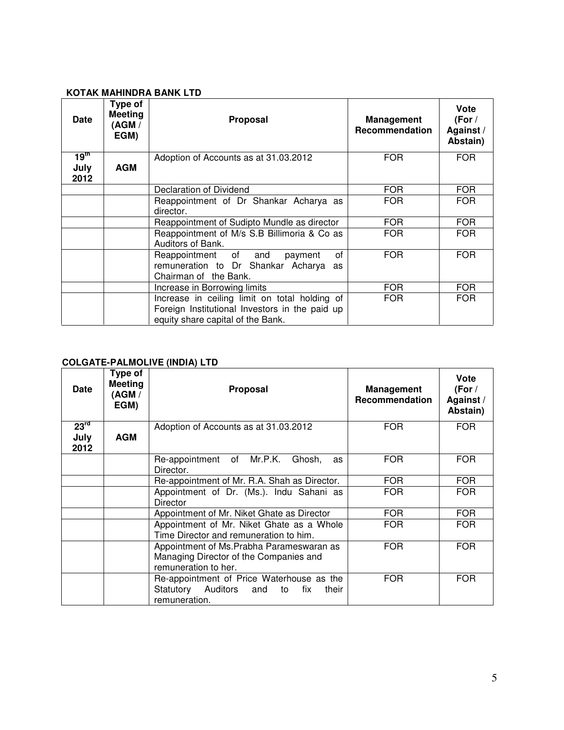**KOTAK MAHINDRA BANK LTD**

| Date | Type of Meeting (AGM / EGM) | Proposal | Management Recommendation | Vote (For / Against / Abstain) |
|---|---|---|---|---|
| 19[th] July 2012 | AGM | Adoption of Accounts as at 31.03.2012 | FOR | FOR |
| | | Declaration of Dividend | FOR | FOR |
| | | Reappointment of Dr Shankar Acharya as director. | FOR | FOR |
| | | Reappointment of Sudipto Mundle as director | FOR | FOR |
| | | Reappointment of M/s S.B Billimoria & Co as Auditors of Bank. | FOR | FOR |
| | | Reappointment of and payment of remuneration to Dr Shankar Acharya as Chairman of the Bank. | FOR | FOR |
| | | Increase in Borrowing limits | FOR | FOR |
| | | Increase in ceiling limit on total holding of Foreign Institutional Investors in the paid up equity share capital of the Bank. | FOR | FOR |

**COLGATE-PALMOLIVE (INDIA) LTD**

| Date | Type of Meeting (AGM / EGM) | Proposal | Management Recommendation | Vote (For / Against / Abstain) |
|---|---|---|---|---|
| 23[rd] July 2012 | AGM | Adoption of Accounts as at 31.03.2012 | FOR | FOR |
| | | Re-appointment of Mr.P.K. Ghosh, as Director. | FOR | FOR |
| | | Re-appointment of Mr. R.A. Shah as Director. | FOR | FOR |
| | | Appointment of Dr. (Ms.). Indu Sahani as Director | FOR | FOR |
| | | Appointment of Mr. Niket Ghate as Director | FOR | FOR |
| | | Appointment of Mr. Niket Ghate as a Whole Time Director and remuneration to him. | FOR | FOR |
| | | Appointment of Ms.Prabha Parameswaran as Managing Director of the Companies and remuneration to her. | FOR | FOR |
| | | Re-appointment of Price Waterhouse as the Statutory Auditors and to fix their remuneration. | FOR | FOR |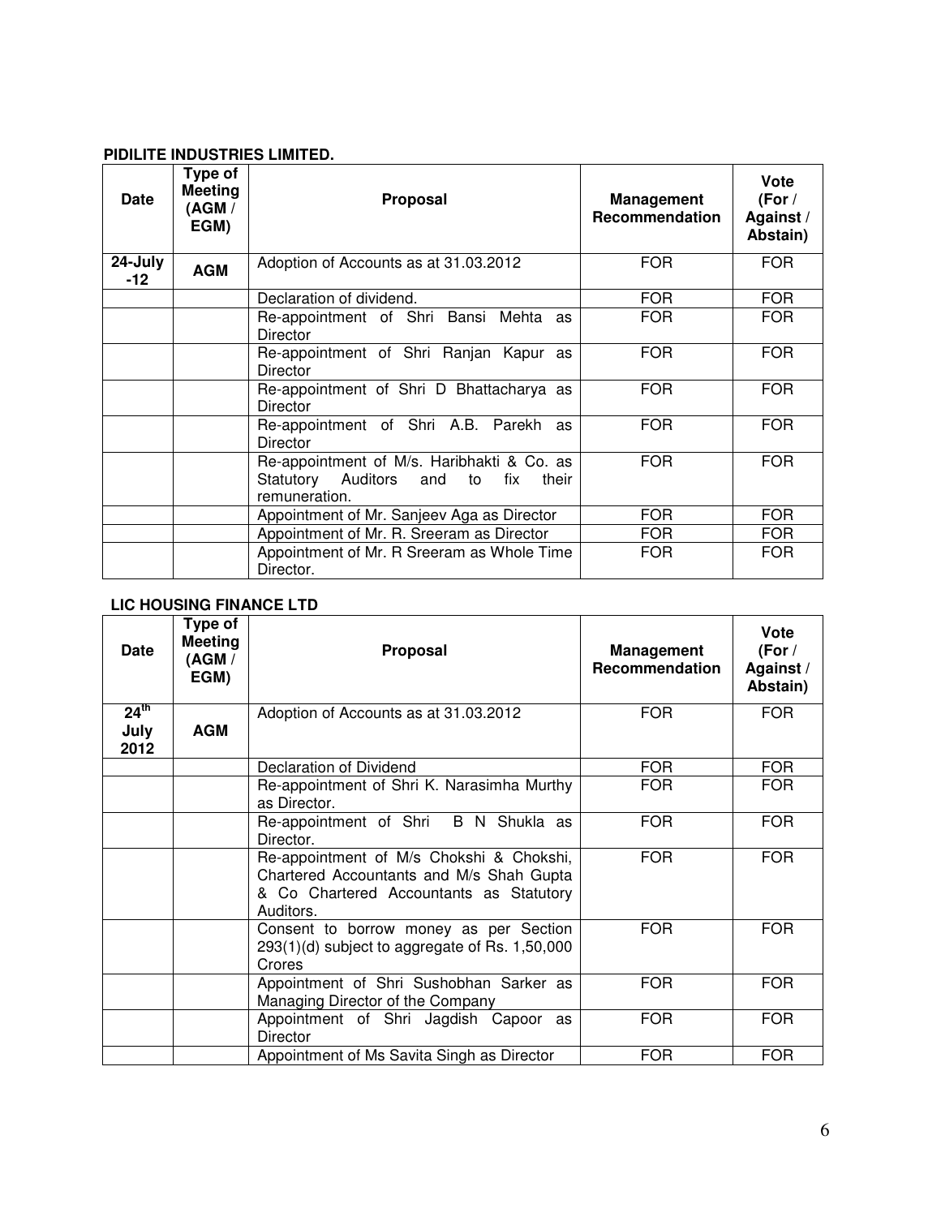**PIDILITE INDUSTRIES LIMITED.**

| Date | Type of Meeting (AGM / EGM) | Proposal | Management Recommendation | Vote (For / Against / Abstain) |
|---|---|---|---|---|
| 24-July -12 | AGM | Adoption of Accounts as at 31.03.2012 | FOR | FOR |
| | | Declaration of dividend. | FOR | FOR |
| | | Re-appointment of Shri Bansi Mehta as Director | FOR | FOR |
| | | Re-appointment of Shri Ranjan Kapur as Director | FOR | FOR |
| | | Re-appointment of Shri D Bhattacharya as Director | FOR | FOR |
| | | Re-appointment of Shri A.B. Parekh as Director | FOR | FOR |
| | | Re-appointment of M/s. Haribhakti & Co. as Statutory Auditors and to fix their remuneration. | FOR | FOR |
| | | Appointment of Mr. Sanjeev Aga as Director | FOR | FOR |
| | | Appointment of Mr. R. Sreeram as Director | FOR | FOR |
| | | Appointment of Mr. R Sreeram as Whole Time Director. | FOR | FOR |

**LIC HOUSING FINANCE LTD**

| Date | Type of Meeting (AGM / EGM) | Proposal | Management Recommendation | Vote (For / Against / Abstain) |
|---|---|---|---|---|
| 24th July 2012 | AGM | Adoption of Accounts as at 31.03.2012 | FOR | FOR |
| | | Declaration of Dividend | FOR | FOR |
| | | Re-appointment of Shri K. Narasimha Murthy as Director. | FOR | FOR |
| | | Re-appointment of Shri B N Shukla as Director. | FOR | FOR |
| | | Re-appointment of M/s Chokshi & Chokshi, Chartered Accountants and M/s Shah Gupta & Co Chartered Accountants as Statutory Auditors. | FOR | FOR |
| | | Consent to borrow money as per Section 293(1)(d) subject to aggregate of Rs. 1,50,000 Crores | FOR | FOR |
| | | Appointment of Shri Sushobhan Sarker as Managing Director of the Company | FOR | FOR |
| | | Appointment of Shri Jagdish Capoor as Director | FOR | FOR |
| | | Appointment of Ms Savita Singh as Director | FOR | FOR |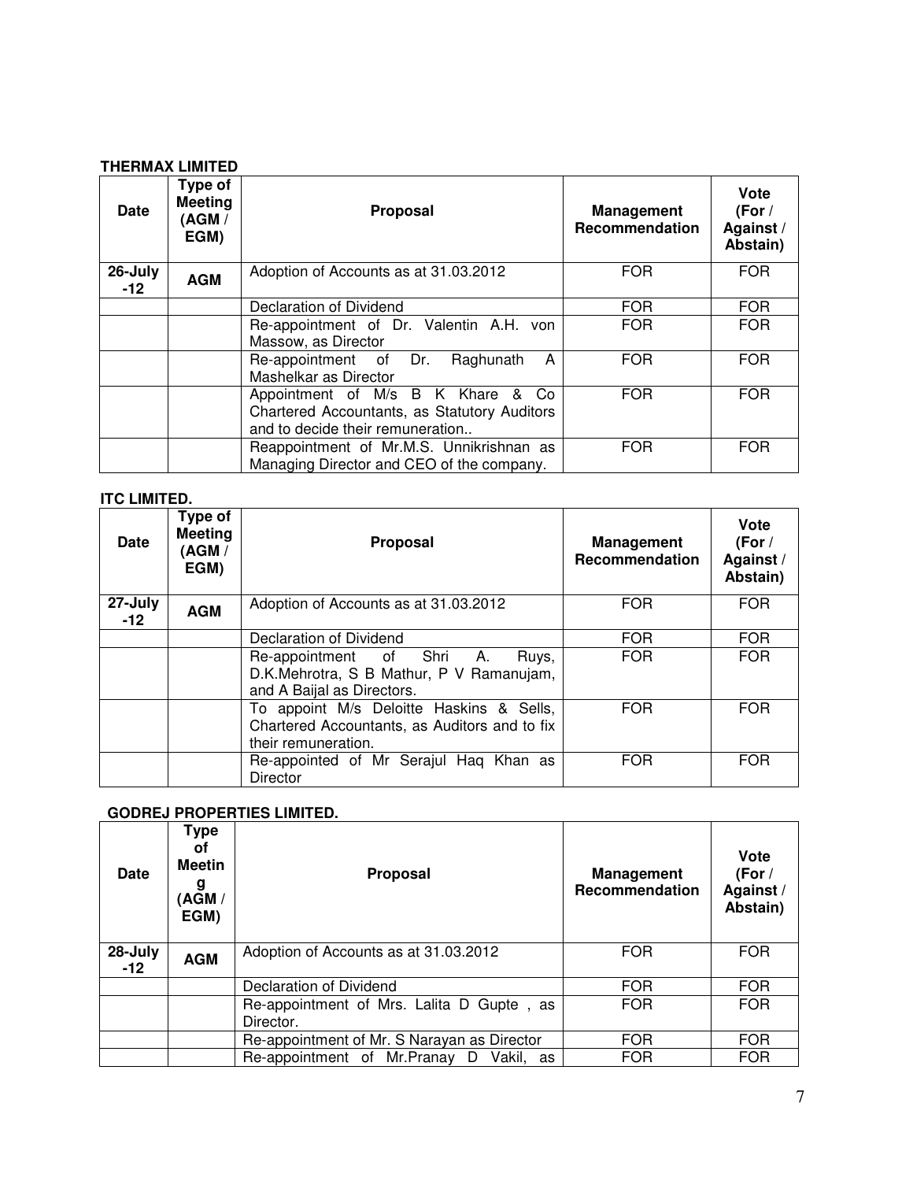**THERMAX LIMITED**

| Date | Type of Meeting (AGM / EGM) | Proposal | Management Recommendation | Vote (For / Against / Abstain) |
|---|---|---|---|---|
| 26-July -12 | AGM | Adoption of Accounts as at 31.03.2012 | FOR | FOR |
| | | Declaration of Dividend | FOR | FOR |
| | | Re-appointment of Dr. Valentin A.H. von Massow, as Director | FOR | FOR |
| | | Re-appointment of Dr. Raghunath A Mashelkar as Director | FOR | FOR |
| | | Appointment of M/s B K Khare & Co Chartered Accountants, as Statutory Auditors and to decide their remuneration.. | FOR | FOR |
| | | Reappointment of Mr.M.S. Unnikrishnan as Managing Director and CEO of the company. | FOR | FOR |

**ITC LIMITED.**

| Date | Type of Meeting (AGM / EGM) | Proposal | Management Recommendation | Vote (For / Against / Abstain) |
|---|---|---|---|---|
| 27-July -12 | AGM | Adoption of Accounts as at 31.03.2012 | FOR | FOR |
| | | Declaration of Dividend | FOR | FOR |
| | | Re-appointment of Shri A. Ruys, D.K.Mehrotra, S B Mathur, P V Ramanujam, and A Baijal as Directors. | FOR | FOR |
| | | To appoint M/s Deloitte Haskins & Sells, Chartered Accountants, as Auditors and to fix their remuneration. | FOR | FOR |
| | | Re-appointed of Mr Serajul Haq Khan as Director | FOR | FOR |

**GODREJ PROPERTIES LIMITED.**

| Date | Type of Meeting (AGM / EGM) | Proposal | Management Recommendation | Vote (For / Against / Abstain) |
|---|---|---|---|---|
| 28-July -12 | AGM | Adoption of Accounts as at 31.03.2012 | FOR | FOR |
| | | Declaration of Dividend | FOR | FOR |
| | | Re-appointment of Mrs. Lalita D Gupte , as Director. | FOR | FOR |
| | | Re-appointment of Mr. S Narayan as Director | FOR | FOR |
| | | Re-appointment of Mr.Pranay D Vakil, as | FOR | FOR |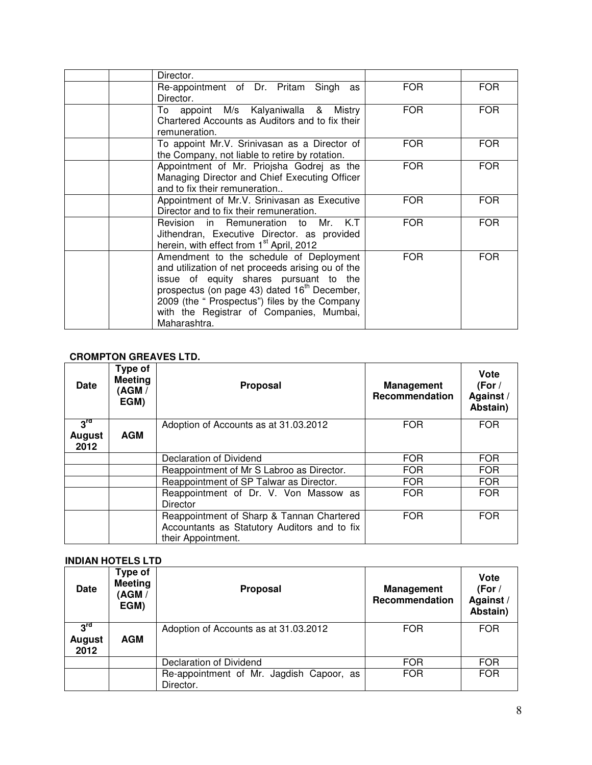| | | Director. | | |
|---|---|---|---|---|
| | | Re-appointment of Dr. Pritam Singh as Director. | FOR | FOR |
| | | To appoint M/s Kalyaniwalla & Mistry Chartered Accounts as Auditors and to fix their remuneration. | FOR | FOR |
| | | To appoint Mr.V. Srinivasan as a Director of the Company, not liable to retire by rotation. | FOR | FOR |
| | | Appointment of Mr. Priojsha Godrej as the Managing Director and Chief Executing Officer and to fix their remuneration.. | FOR | FOR |
| | | Appointment of Mr.V. Srinivasan as Executive Director and to fix their remuneration. | FOR | FOR |
| | | Revision in Remuneration to Mr. K.T Jithendran, Executive Director. as provided herein, with effect from 1st April, 2012 | FOR | FOR |
| | | Amendment to the schedule of Deployment and utilization of net proceeds arising ou of the issue of equity shares pursuant to the prospectus (on page 43) dated 16th December, 2009 (the " Prospectus") files by the Company with the Registrar of Companies, Mumbai, Maharashtra. | FOR | FOR |

**CROMPTON GREAVES LTD.**

| Date | Type of Meeting (AGM / EGM) | Proposal | Management Recommendation | Vote (For / Against / Abstain) |
|---|---|---|---|---|
| 3rd August 2012 | AGM | Adoption of Accounts as at 31.03.2012 | FOR | FOR |
| | | Declaration of Dividend | FOR | FOR |
| | | Reappointment of Mr S Labroo as Director. | FOR | FOR |
| | | Reappointment of SP Talwar as Director. | FOR | FOR |
| | | Reappointment of Dr. V. Von Massow as Director | FOR | FOR |
| | | Reappointment of Sharp & Tannan Chartered Accountants as Statutory Auditors and to fix their Appointment. | FOR | FOR |

**INDIAN HOTELS LTD**

| Date | Type of Meeting (AGM / EGM) | Proposal | Management Recommendation | Vote (For / Against / Abstain) |
|---|---|---|---|---|
| 3rd August 2012 | AGM | Adoption of Accounts as at 31.03.2012 | FOR | FOR |
| | | Declaration of Dividend | FOR | FOR |
| | | Re-appointment of Mr. Jagdish Capoor, as Director. | FOR | FOR |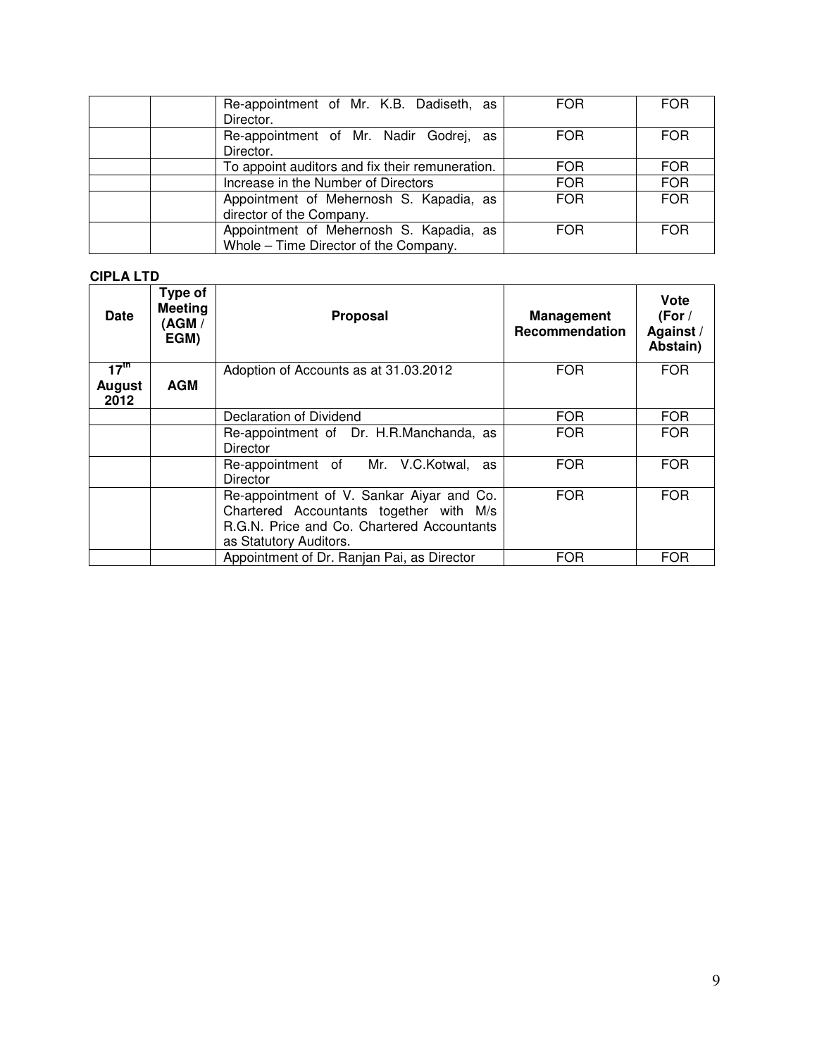| | | | | |
|---|---|---|---|---|
| | | Re-appointment of Mr. K.B. Dadiseth, as Director. | FOR | FOR |
| | | Re-appointment of Mr. Nadir Godrej, as Director. | FOR | FOR |
| | | To appoint auditors and fix their remuneration. | FOR | FOR |
| | | Increase in the Number of Directors | FOR | FOR |
| | | Appointment of Mehernosh S. Kapadia, as director of the Company. | FOR | FOR |
| | | Appointment of Mehernosh S. Kapadia, as Whole – Time Director of the Company. | FOR | FOR |

**CIPLA LTD**

| Date | Type of Meeting (AGM / EGM) | Proposal | Management Recommendation | Vote (For / Against / Abstain) |
|---|---|---|---|---|
| **17th August 2012** | **AGM** | Adoption of Accounts as at 31.03.2012 | FOR | FOR |
| | | Declaration of Dividend | FOR | FOR |
| | | Re-appointment of Dr. H.R.Manchanda, as Director | FOR | FOR |
| | | Re-appointment of Mr. V.C.Kotwal, as Director | FOR | FOR |
| | | Re-appointment of V. Sankar Aiyar and Co. Chartered Accountants together with M/s R.G.N. Price and Co. Chartered Accountants as Statutory Auditors. | FOR | FOR |
| | | Appointment of Dr. Ranjan Pai, as Director | FOR | FOR |